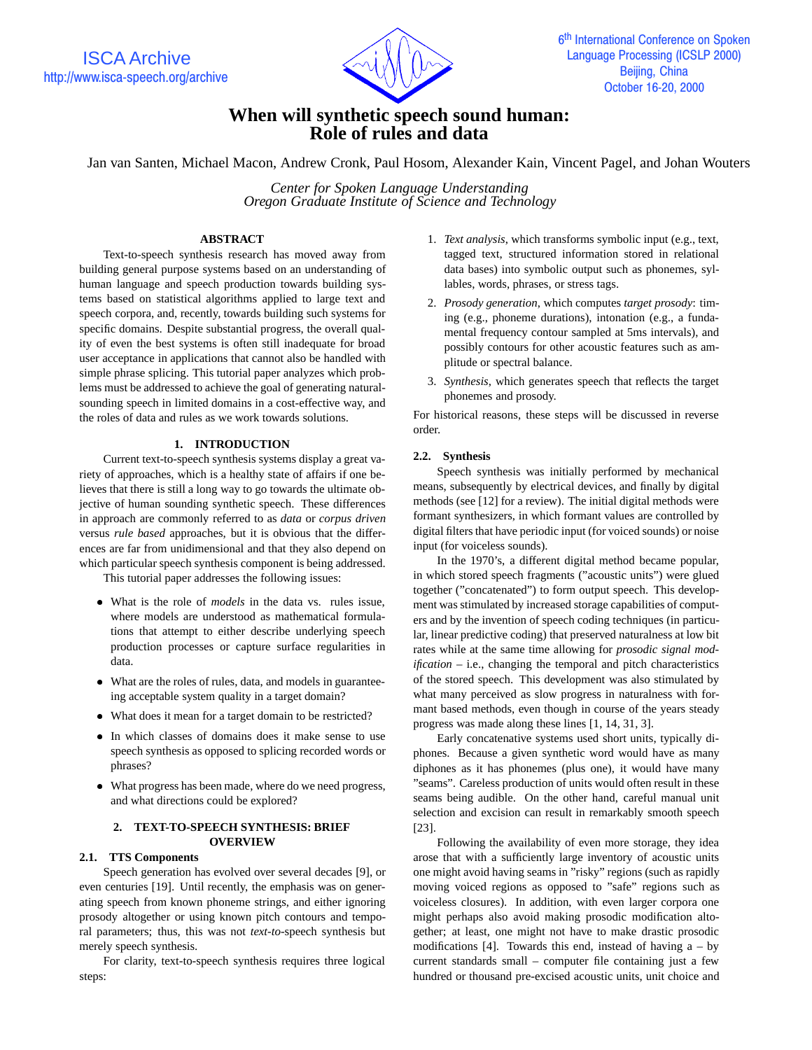# When will synthetic speech sound human: Role of rules and data

Jan van Santen, Michael Macon, Andrew Cronk, Paul Hosom, Alexander Kain, Vincent Pagel, and Johan Wouters

*Center for Spoken Language Understanding*
*Oregon Graduate Institute of Science and Technology*

## ABSTRACT

Text-to-speech synthesis research has moved away from building general purpose systems based on an understanding of human language and speech production towards building systems based on statistical algorithms applied to large text and speech corpora, and, recently, towards building such systems for specific domains. Despite substantial progress, the overall quality of even the best systems is often still inadequate for broad user acceptance in applications that cannot also be handled with simple phrase splicing. This tutorial paper analyzes which problems must be addressed to achieve the goal of generating natural-sounding speech in limited domains in a cost-effective way, and the roles of data and rules as we work towards solutions.

## 1. INTRODUCTION

Current text-to-speech synthesis systems display a great variety of approaches, which is a healthy state of affairs if one believes that there is still a long way to go towards the ultimate objective of human sounding synthetic speech. These differences in approach are commonly referred to as *data* or *corpus driven* versus *rule based* approaches, but it is obvious that the differences are far from unidimensional and that they also depend on which particular speech synthesis component is being addressed.

This tutorial paper addresses the following issues:

- What is the role of *models* in the data vs. rules issue, where models are understood as mathematical formulations that attempt to either describe underlying speech production processes or capture surface regularities in data.
- What are the roles of rules, data, and models in guaranteeing acceptable system quality in a target domain?
- What does it mean for a target domain to be restricted?
- In which classes of domains does it make sense to use speech synthesis as opposed to splicing recorded words or phrases?
- What progress has been made, where do we need progress, and what directions could be explored?

## 2. TEXT-TO-SPEECH SYNTHESIS: BRIEF OVERVIEW

### 2.1. TTS Components

Speech generation has evolved over several decades [9], or even centuries [19]. Until recently, the emphasis was on generating speech from known phoneme strings, and either ignoring prosody altogether or using known pitch contours and temporal parameters; thus, this was not *text-to*-speech synthesis but merely speech synthesis.

For clarity, text-to-speech synthesis requires three logical steps:

1. *Text analysis*, which transforms symbolic input (e.g., text, tagged text, structured information stored in relational data bases) into symbolic output such as phonemes, syllables, words, phrases, or stress tags.
2. *Prosody generation*, which computes *target prosody*: timing (e.g., phoneme durations), intonation (e.g., a fundamental frequency contour sampled at 5ms intervals), and possibly contours for other acoustic features such as amplitude or spectral balance.
3. *Synthesis*, which generates speech that reflects the target phonemes and prosody.

For historical reasons, these steps will be discussed in reverse order.

### 2.2. Synthesis

Speech synthesis was initially performed by mechanical means, subsequently by electrical devices, and finally by digital methods (see [12] for a review). The initial digital methods were formant synthesizers, in which formant values are controlled by digital filters that have periodic input (for voiced sounds) or noise input (for voiceless sounds).

In the 1970's, a different digital method became popular, in which stored speech fragments ("acoustic units") were glued together ("concatenated") to form output speech. This development was stimulated by increased storage capabilities of computers and by the invention of speech coding techniques (in particular, linear predictive coding) that preserved naturalness at low bit rates while at the same time allowing for *prosodic signal modification* – i.e., changing the temporal and pitch characteristics of the stored speech. This development was also stimulated by what many perceived as slow progress in naturalness with formant based methods, even though in course of the years steady progress was made along these lines [1, 14, 31, 3].

Early concatenative systems used short units, typically diphones. Because a given synthetic word would have as many diphones as it has phonemes (plus one), it would have many "seams". Careless production of units would often result in these seams being audible. On the other hand, careful manual unit selection and excision can result in remarkably smooth speech [23].

Following the availability of even more storage, they idea arose that with a sufficiently large inventory of acoustic units one might avoid having seams in "risky" regions (such as rapidly moving voiced regions as opposed to "safe" regions such as voiceless closures). In addition, with even larger corpora one might perhaps also avoid making prosodic modification altogether; at least, one might not have to make drastic prosodic modifications [4]. Towards this end, instead of having a – by current standards small – computer file containing just a few hundred or thousand pre-excised acoustic units, unit choice and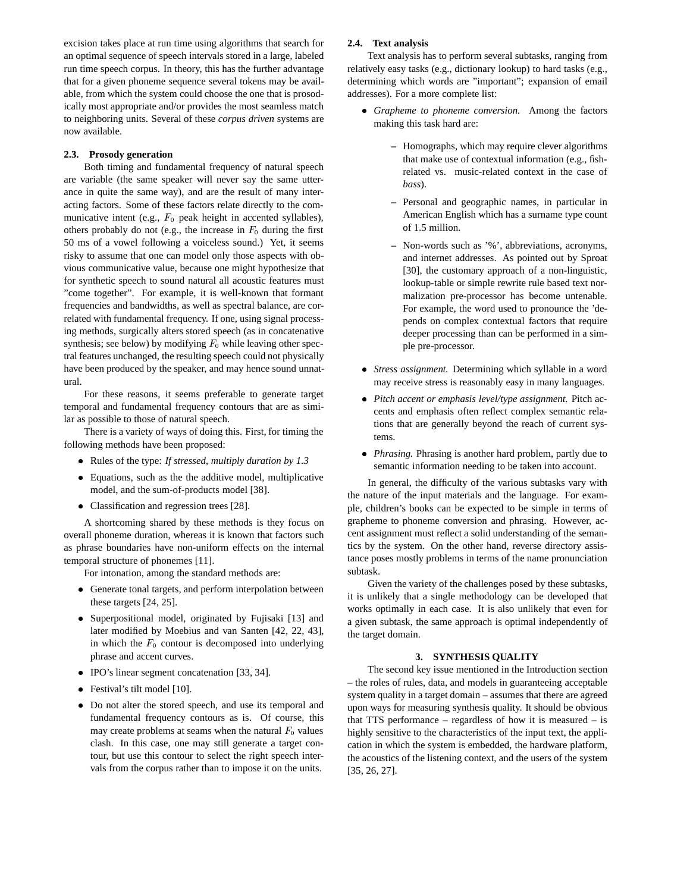excision takes place at run time using algorithms that search for an optimal sequence of speech intervals stored in a large, labeled run time speech corpus. In theory, this has the further advantage that for a given phoneme sequence several tokens may be available, from which the system could choose the one that is prosodically most appropriate and/or provides the most seamless match to neighboring units. Several of these *corpus driven* systems are now available.

### 2.3. Prosody generation

Both timing and fundamental frequency of natural speech are variable (the same speaker will never say the same utterance in quite the same way), and are the result of many interacting factors. Some of these factors relate directly to the communicative intent (e.g., $F_0$ peak height in accented syllables), others probably do not (e.g., the increase in $F_0$ during the first 50 ms of a vowel following a voiceless sound.) Yet, it seems risky to assume that one can model only those aspects with obvious communicative value, because one might hypothesize that for synthetic speech to sound natural all acoustic features must "come together". For example, it is well-known that formant frequencies and bandwidths, as well as spectral balance, are correlated with fundamental frequency. If one, using signal processing methods, surgically alters stored speech (as in concatenative synthesis; see below) by modifying $F_0$ while leaving other spectral features unchanged, the resulting speech could not physically have been produced by the speaker, and may hence sound unnatural.

For these reasons, it seems preferable to generate target temporal and fundamental frequency contours that are as similar as possible to those of natural speech.

There is a variety of ways of doing this. First, for timing the following methods have been proposed:

- Rules of the type: *If stressed, multiply duration by 1.3*
- Equations, such as the the additive model, multiplicative model, and the sum-of-products model [38].
- Classification and regression trees [28].

A shortcoming shared by these methods is they focus on overall phoneme duration, whereas it is known that factors such as phrase boundaries have non-uniform effects on the internal temporal structure of phonemes [11].

For intonation, among the standard methods are:

- Generate tonal targets, and perform interpolation between these targets [24, 25].
- Superpositional model, originated by Fujisaki [13] and later modified by Moebius and van Santen [42, 22, 43], in which the $F_0$ contour is decomposed into underlying phrase and accent curves.
- IPO's linear segment concatenation [33, 34].
- Festival's tilt model [10].
- Do not alter the stored speech, and use its temporal and fundamental frequency contours as is. Of course, this may create problems at seams when the natural $F_0$ values clash. In this case, one may still generate a target contour, but use this contour to select the right speech intervals from the corpus rather than to impose it on the units.

### 2.4. Text analysis

Text analysis has to perform several subtasks, ranging from relatively easy tasks (e.g., dictionary lookup) to hard tasks (e.g., determining which words are "important"; expansion of email addresses). For a more complete list:

- *Grapheme to phoneme conversion.* Among the factors making this task hard are:
  - Homographs, which may require clever algorithms that make use of contextual information (e.g., fish-related vs. music-related context in the case of *bass*).
  - Personal and geographic names, in particular in American English which has a surname type count of 1.5 million.
  - Non-words such as '%', abbreviations, acronyms, and internet addresses. As pointed out by Sproat [30], the customary approach of a non-linguistic, lookup-table or simple rewrite rule based text normalization pre-processor has become untenable. For example, the word used to pronounce the 'depends on complex contextual factors that require deeper processing than can be performed in a simple pre-processor.
- *Stress assignment.* Determining which syllable in a word may receive stress is reasonably easy in many languages.
- *Pitch accent or emphasis level/type assignment.* Pitch accents and emphasis often reflect complex semantic relations that are generally beyond the reach of current systems.
- *Phrasing.* Phrasing is another hard problem, partly due to semantic information needing to be taken into account.

In general, the difficulty of the various subtasks vary with the nature of the input materials and the language. For example, children's books can be expected to be simple in terms of grapheme to phoneme conversion and phrasing. However, accent assignment must reflect a solid understanding of the semantics by the system. On the other hand, reverse directory assistance poses mostly problems in terms of the name pronunciation subtask.

Given the variety of the challenges posed by these subtasks, it is unlikely that a single methodology can be developed that works optimally in each case. It is also unlikely that even for a given subtask, the same approach is optimal independently of the target domain.

## 3. SYNTHESIS QUALITY

The second key issue mentioned in the Introduction section – the roles of rules, data, and models in guaranteeing acceptable system quality in a target domain – assumes that there are agreed upon ways for measuring synthesis quality. It should be obvious that TTS performance – regardless of how it is measured – is highly sensitive to the characteristics of the input text, the application in which the system is embedded, the hardware platform, the acoustics of the listening context, and the users of the system [35, 26, 27].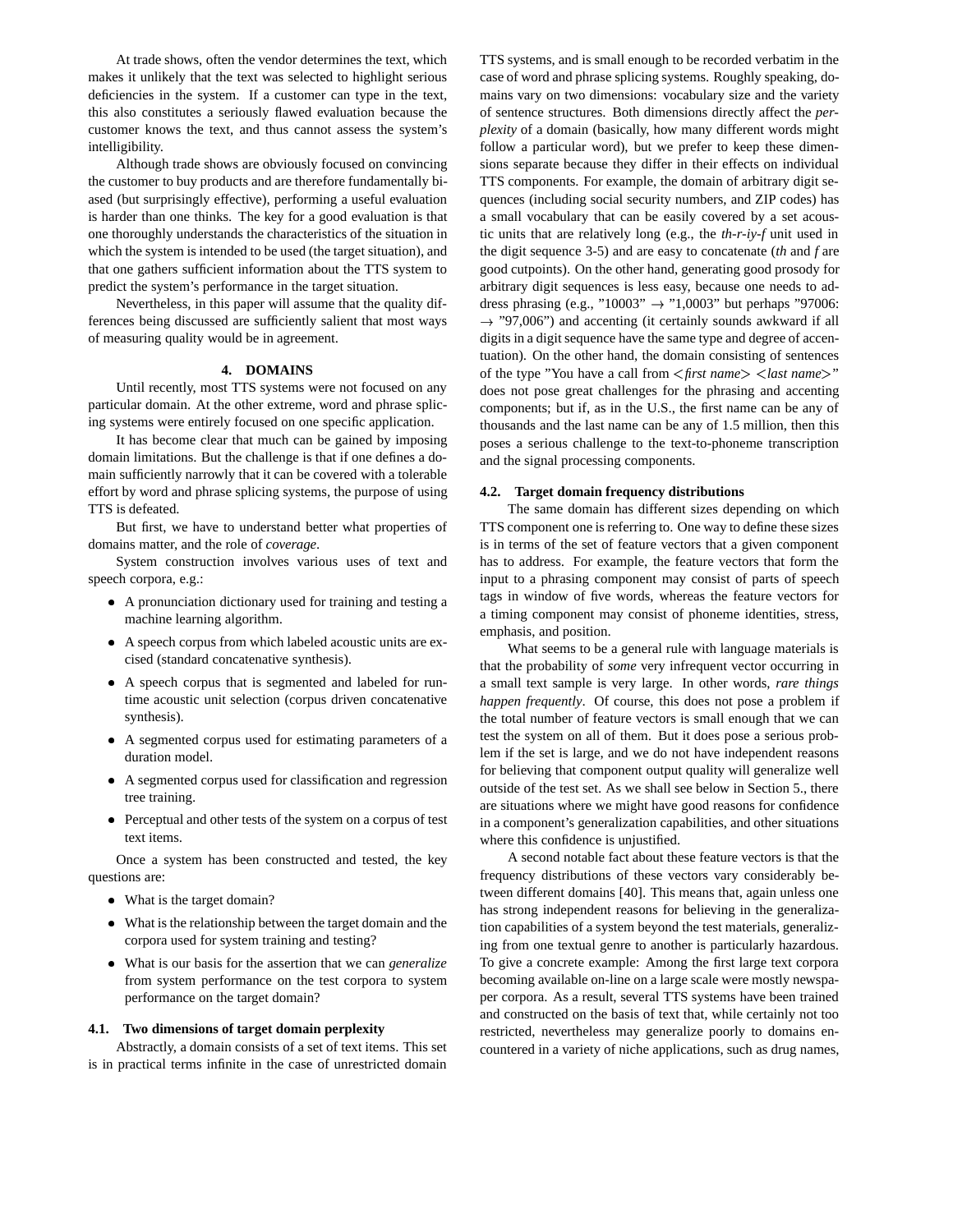At trade shows, often the vendor determines the text, which makes it unlikely that the text was selected to highlight serious deficiencies in the system. If a customer can type in the text, this also constitutes a seriously flawed evaluation because the customer knows the text, and thus cannot assess the system's intelligibility.

Although trade shows are obviously focused on convincing the customer to buy products and are therefore fundamentally biased (but surprisingly effective), performing a useful evaluation is harder than one thinks. The key for a good evaluation is that one thoroughly understands the characteristics of the situation in which the system is intended to be used (the target situation), and that one gathers sufficient information about the TTS system to predict the system's performance in the target situation.

Nevertheless, in this paper will assume that the quality differences being discussed are sufficiently salient that most ways of measuring quality would be in agreement.

## 4. DOMAINS

Until recently, most TTS systems were not focused on any particular domain. At the other extreme, word and phrase splicing systems were entirely focused on one specific application.

It has become clear that much can be gained by imposing domain limitations. But the challenge is that if one defines a domain sufficiently narrowly that it can be covered with a tolerable effort by word and phrase splicing systems, the purpose of using TTS is defeated.

But first, we have to understand better what properties of domains matter, and the role of *coverage*.

System construction involves various uses of text and speech corpora, e.g.:

- A pronunciation dictionary used for training and testing a machine learning algorithm.
- A speech corpus from which labeled acoustic units are excised (standard concatenative synthesis).
- A speech corpus that is segmented and labeled for run-time acoustic unit selection (corpus driven concatenative synthesis).
- A segmented corpus used for estimating parameters of a duration model.
- A segmented corpus used for classification and regression tree training.
- Perceptual and other tests of the system on a corpus of test text items.

Once a system has been constructed and tested, the key questions are:

- What is the target domain?
- What is the relationship between the target domain and the corpora used for system training and testing?
- What is our basis for the assertion that we can *generalize* from system performance on the test corpora to system performance on the target domain?

### 4.1. Two dimensions of target domain perplexity

Abstractly, a domain consists of a set of text items. This set is in practical terms infinite in the case of unrestricted domain TTS systems, and is small enough to be recorded verbatim in the case of word and phrase splicing systems. Roughly speaking, domains vary on two dimensions: vocabulary size and the variety of sentence structures. Both dimensions directly affect the *perplexity* of a domain (basically, how many different words might follow a particular word), but we prefer to keep these dimensions separate because they differ in their effects on individual TTS components. For example, the domain of arbitrary digit sequences (including social security numbers, and ZIP codes) has a small vocabulary that can be easily covered by a set acoustic units that are relatively long (e.g., the *th-r-iy-f* unit used in the digit sequence 3-5) and are easy to concatenate (*th* and *f* are good cutpoints). On the other hand, generating good prosody for arbitrary digit sequences is less easy, because one needs to address phrasing (e.g., "10003" → "1,0003" but perhaps "97006: → "97,006") and accenting (it certainly sounds awkward if all digits in a digit sequence have the same type and degree of accentuation). On the other hand, the domain consisting of sentences of the type "You have a call from <*first name*> <*last name*>" does not pose great challenges for the phrasing and accenting components; but if, as in the U.S., the first name can be any of thousands and the last name can be any of 1.5 million, then this poses a serious challenge to the text-to-phoneme transcription and the signal processing components.

### 4.2. Target domain frequency distributions

The same domain has different sizes depending on which TTS component one is referring to. One way to define these sizes is in terms of the set of feature vectors that a given component has to address. For example, the feature vectors that form the input to a phrasing component may consist of parts of speech tags in window of five words, whereas the feature vectors for a timing component may consist of phoneme identities, stress, emphasis, and position.

What seems to be a general rule with language materials is that the probability of *some* very infrequent vector occurring in a small text sample is very large. In other words, *rare things happen frequently*. Of course, this does not pose a problem if the total number of feature vectors is small enough that we can test the system on all of them. But it does pose a serious problem if the set is large, and we do not have independent reasons for believing that component output quality will generalize well outside of the test set. As we shall see below in Section 5., there are situations where we might have good reasons for confidence in a component's generalization capabilities, and other situations where this confidence is unjustified.

A second notable fact about these feature vectors is that the frequency distributions of these vectors vary considerably between different domains [40]. This means that, again unless one has strong independent reasons for believing in the generalization capabilities of a system beyond the test materials, generalizing from one textual genre to another is particularly hazardous. To give a concrete example: Among the first large text corpora becoming available on-line on a large scale were mostly newspaper corpora. As a result, several TTS systems have been trained and constructed on the basis of text that, while certainly not too restricted, nevertheless may generalize poorly to domains encountered in a variety of niche applications, such as drug names,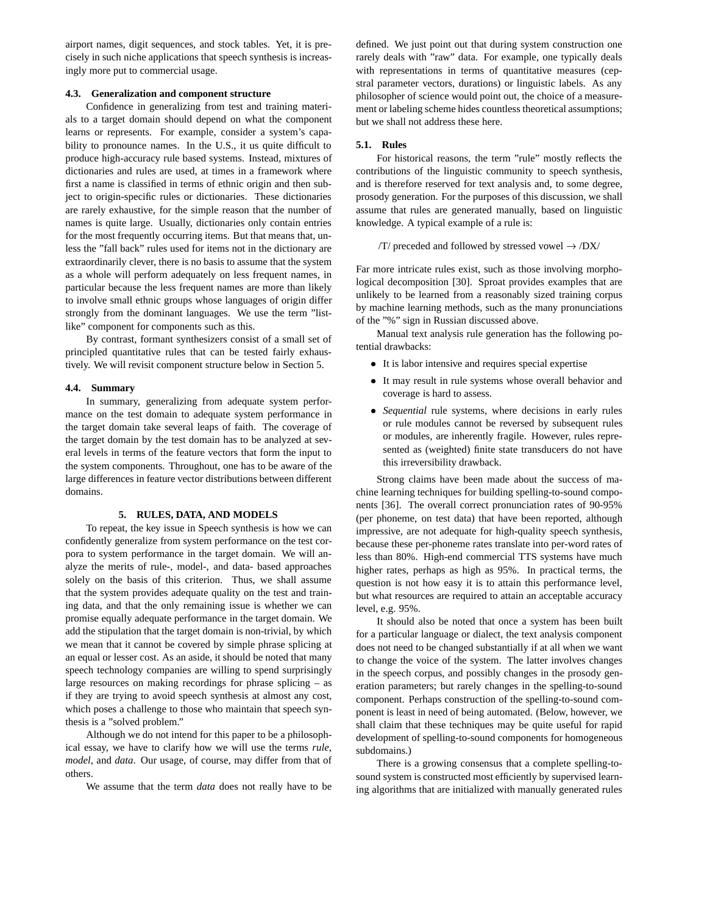airport names, digit sequences, and stock tables. Yet, it is precisely in such niche applications that speech synthesis is increasingly more put to commercial usage.

### 4.3. Generalization and component structure

Confidence in generalizing from test and training materials to a target domain should depend on what the component learns or represents. For example, consider a system's capability to pronounce names. In the U.S., it us quite difficult to produce high-accuracy rule based systems. Instead, mixtures of dictionaries and rules are used, at times in a framework where first a name is classified in terms of ethnic origin and then subject to origin-specific rules or dictionaries. These dictionaries are rarely exhaustive, for the simple reason that the number of names is quite large. Usually, dictionaries only contain entries for the most frequently occurring items. But that means that, unless the "fall back" rules used for items not in the dictionary are extraordinarily clever, there is no basis to assume that the system as a whole will perform adequately on less frequent names, in particular because the less frequent names are more than likely to involve small ethnic groups whose languages of origin differ strongly from the dominant languages. We use the term "list-like" component for components such as this.

By contrast, formant synthesizers consist of a small set of principled quantitative rules that can be tested fairly exhaustively. We will revisit component structure below in Section 5.

### 4.4. Summary

In summary, generalizing from adequate system performance on the test domain to adequate system performance in the target domain take several leaps of faith. The coverage of the target domain by the test domain has to be analyzed at several levels in terms of the feature vectors that form the input to the system components. Throughout, one has to be aware of the large differences in feature vector distributions between different domains.

## 5. RULES, DATA, AND MODELS

To repeat, the key issue in Speech synthesis is how we can confidently generalize from system performance on the test corpora to system performance in the target domain. We will analyze the merits of rule-, model-, and data- based approaches solely on the basis of this criterion. Thus, we shall assume that the system provides adequate quality on the test and training data, and that the only remaining issue is whether we can promise equally adequate performance in the target domain. We add the stipulation that the target domain is non-trivial, by which we mean that it cannot be covered by simple phrase splicing at an equal or lesser cost. As an aside, it should be noted that many speech technology companies are willing to spend surprisingly large resources on making recordings for phrase splicing – as if they are trying to avoid speech synthesis at almost any cost, which poses a challenge to those who maintain that speech synthesis is a "solved problem."

Although we do not intend for this paper to be a philosophical essay, we have to clarify how we will use the terms *rule*, *model*, and *data*. Our usage, of course, may differ from that of others.

We assume that the term *data* does not really have to be defined. We just point out that during system construction one rarely deals with "raw" data. For example, one typically deals with representations in terms of quantitative measures (cepstral parameter vectors, durations) or linguistic labels. As any philosopher of science would point out, the choice of a measurement or labeling scheme hides countless theoretical assumptions; but we shall not address these here.

### 5.1. Rules

For historical reasons, the term "rule" mostly reflects the contributions of the linguistic community to speech synthesis, and is therefore reserved for text analysis and, to some degree, prosody generation. For the purposes of this discussion, we shall assume that rules are generated manually, based on linguistic knowledge. A typical example of a rule is:

/T/ preceded and followed by stressed vowel → /DX/

Far more intricate rules exist, such as those involving morphological decomposition [30]. Sproat provides examples that are unlikely to be learned from a reasonably sized training corpus by machine learning methods, such as the many pronunciations of the "%" sign in Russian discussed above.

Manual text analysis rule generation has the following potential drawbacks:

- It is labor intensive and requires special expertise
- It may result in rule systems whose overall behavior and coverage is hard to assess.
- *Sequential* rule systems, where decisions in early rules or rule modules cannot be reversed by subsequent rules or modules, are inherently fragile. However, rules represented as (weighted) finite state transducers do not have this irreversibility drawback.

Strong claims have been made about the success of machine learning techniques for building spelling-to-sound components [36]. The overall correct pronunciation rates of 90-95% (per phoneme, on test data) that have been reported, although impressive, are not adequate for high-quality speech synthesis, because these per-phoneme rates translate into per-word rates of less than 80%. High-end commercial TTS systems have much higher rates, perhaps as high as 95%. In practical terms, the question is not how easy it is to attain this performance level, but what resources are required to attain an acceptable accuracy level, e.g. 95%.

It should also be noted that once a system has been built for a particular language or dialect, the text analysis component does not need to be changed substantially if at all when we want to change the voice of the system. The latter involves changes in the speech corpus, and possibly changes in the prosody generation parameters; but rarely changes in the spelling-to-sound component. Perhaps construction of the spelling-to-sound component is least in need of being automated. (Below, however, we shall claim that these techniques may be quite useful for rapid development of spelling-to-sound components for homogeneous subdomains.)

There is a growing consensus that a complete spelling-to-sound system is constructed most efficiently by supervised learning algorithms that are initialized with manually generated rules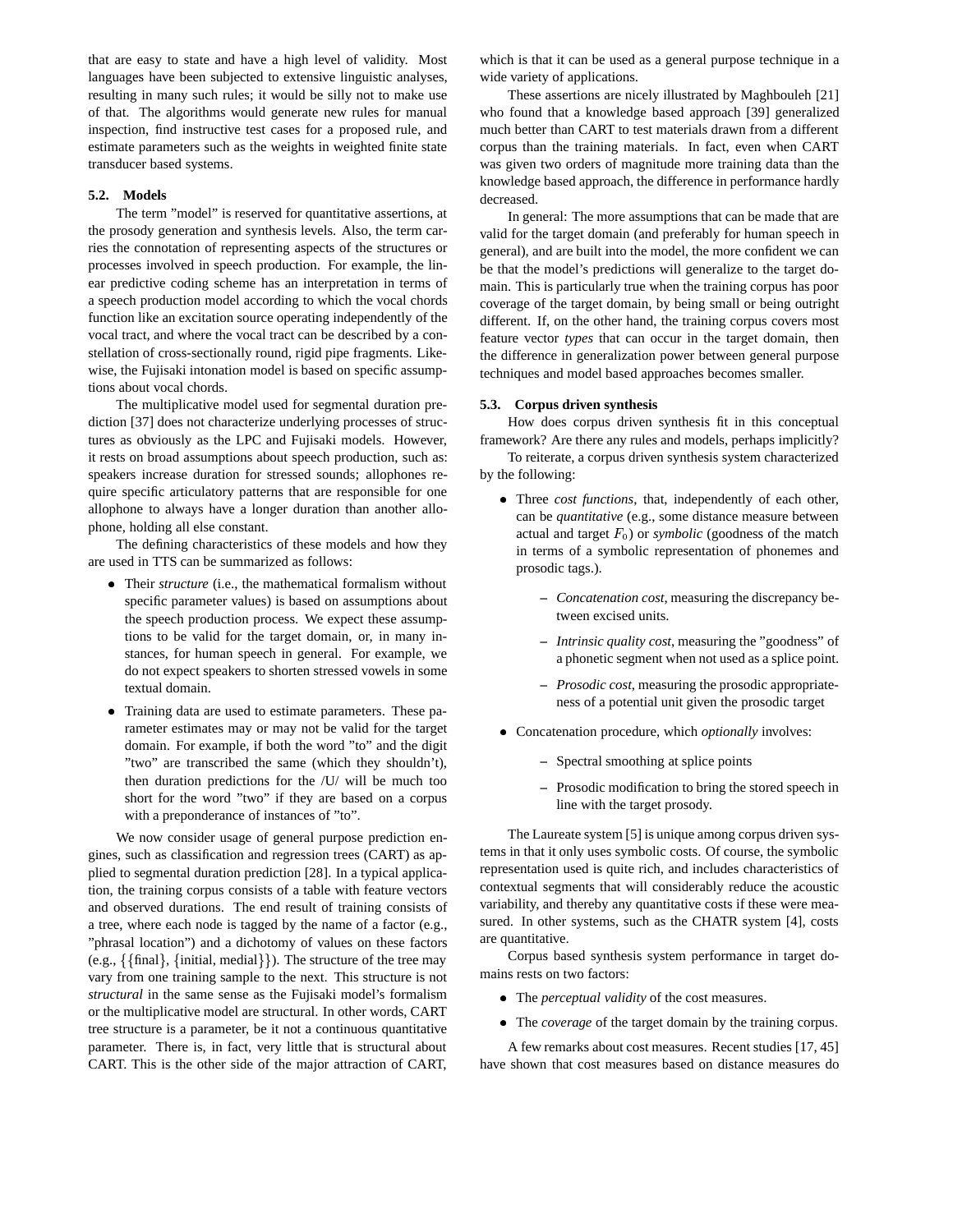that are easy to state and have a high level of validity. Most languages have been subjected to extensive linguistic analyses, resulting in many such rules; it would be silly not to make use of that. The algorithms would generate new rules for manual inspection, find instructive test cases for a proposed rule, and estimate parameters such as the weights in weighted finite state transducer based systems.

### 5.2. Models

The term "model" is reserved for quantitative assertions, at the prosody generation and synthesis levels. Also, the term carries the connotation of representing aspects of the structures or processes involved in speech production. For example, the linear predictive coding scheme has an interpretation in terms of a speech production model according to which the vocal chords function like an excitation source operating independently of the vocal tract, and where the vocal tract can be described by a constellation of cross-sectionally round, rigid pipe fragments. Likewise, the Fujisaki intonation model is based on specific assumptions about vocal chords.

The multiplicative model used for segmental duration prediction [37] does not characterize underlying processes of structures as obviously as the LPC and Fujisaki models. However, it rests on broad assumptions about speech production, such as: speakers increase duration for stressed sounds; allophones require specific articulatory patterns that are responsible for one allophone to always have a longer duration than another allophone, holding all else constant.

The defining characteristics of these models and how they are used in TTS can be summarized as follows:

- Their *structure* (i.e., the mathematical formalism without specific parameter values) is based on assumptions about the speech production process. We expect these assumptions to be valid for the target domain, or, in many instances, for human speech in general. For example, we do not expect speakers to shorten stressed vowels in some textual domain.
- Training data are used to estimate parameters. These parameter estimates may or may not be valid for the target domain. For example, if both the word "to" and the digit "two" are transcribed the same (which they shouldn't), then duration predictions for the /U/ will be much too short for the word "two" if they are based on a corpus with a preponderance of instances of "to".

We now consider usage of general purpose prediction engines, such as classification and regression trees (CART) as applied to segmental duration prediction [28]. In a typical application, the training corpus consists of a table with feature vectors and observed durations. The end result of training consists of a tree, where each node is tagged by the name of a factor (e.g., "phrasal location") and a dichotomy of values on these factors (e.g., $\{\{\text{final}\}, \{\text{initial, medial}\}\}$). The structure of the tree may vary from one training sample to the next. This structure is not *structural* in the same sense as the Fujisaki model's formalism or the multiplicative model are structural. In other words, CART tree structure is a parameter, be it not a continuous quantitative parameter. There is, in fact, very little that is structural about CART. This is the other side of the major attraction of CART, which is that it can be used as a general purpose technique in a wide variety of applications.

These assertions are nicely illustrated by Maghbouleh [21] who found that a knowledge based approach [39] generalized much better than CART to test materials drawn from a different corpus than the training materials. In fact, even when CART was given two orders of magnitude more training data than the knowledge based approach, the difference in performance hardly decreased.

In general: The more assumptions that can be made that are valid for the target domain (and preferably for human speech in general), and are built into the model, the more confident we can be that the model's predictions will generalize to the target domain. This is particularly true when the training corpus has poor coverage of the target domain, by being small or being outright different. If, on the other hand, the training corpus covers most feature vector *types* that can occur in the target domain, then the difference in generalization power between general purpose techniques and model based approaches becomes smaller.

### 5.3. Corpus driven synthesis

How does corpus driven synthesis fit in this conceptual framework? Are there any rules and models, perhaps implicitly?

To reiterate, a corpus driven synthesis system characterized by the following:

- Three *cost functions*, that, independently of each other, can be *quantitative* (e.g., some distance measure between actual and target $F_0$) or *symbolic* (goodness of the match in terms of a symbolic representation of phonemes and prosodic tags.).
  - *Concatenation cost*, measuring the discrepancy between excised units.
  - *Intrinsic quality cost*, measuring the "goodness" of a phonetic segment when not used as a splice point.
  - *Prosodic cost*, measuring the prosodic appropriateness of a potential unit given the prosodic target
- Concatenation procedure, which *optionally* involves:
  - Spectral smoothing at splice points
  - Prosodic modification to bring the stored speech in line with the target prosody.

The Laureate system [5] is unique among corpus driven systems in that it only uses symbolic costs. Of course, the symbolic representation used is quite rich, and includes characteristics of contextual segments that will considerably reduce the acoustic variability, and thereby any quantitative costs if these were measured. In other systems, such as the CHATR system [4], costs are quantitative.

Corpus based synthesis system performance in target domains rests on two factors:

- The *perceptual validity* of the cost measures.
- The *coverage* of the target domain by the training corpus.

A few remarks about cost measures. Recent studies [17, 45] have shown that cost measures based on distance measures do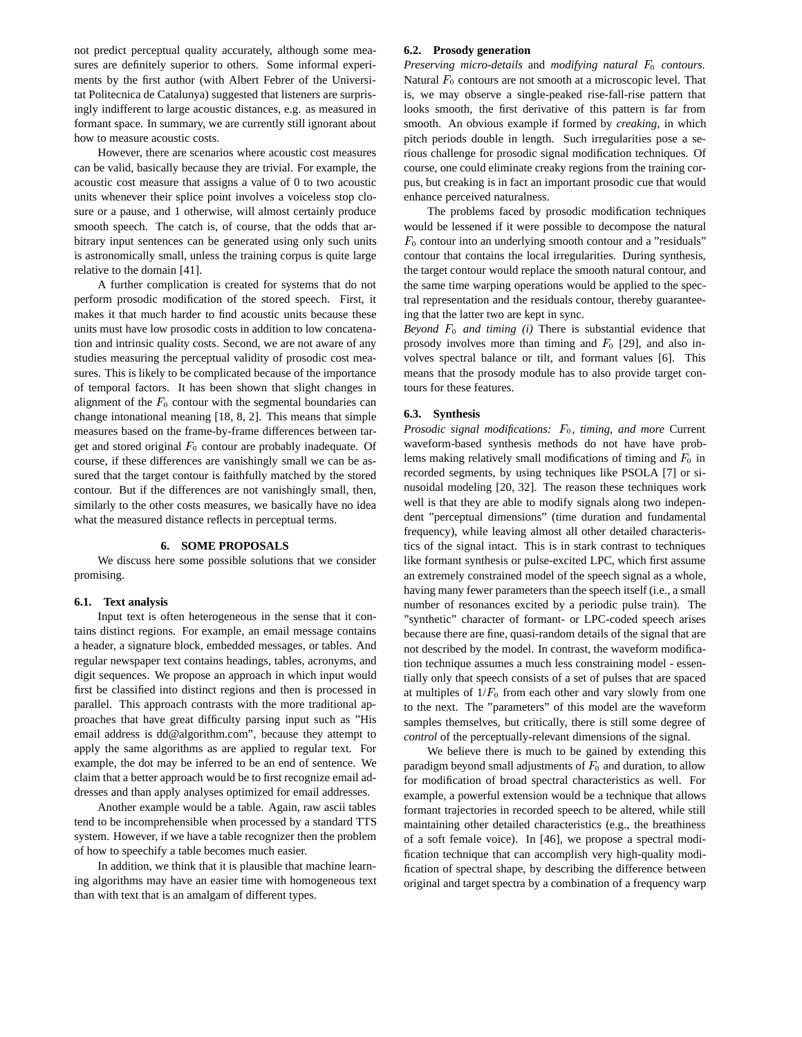not predict perceptual quality accurately, although some measures are definitely superior to others. Some informal experiments by the first author (with Albert Febrer of the Universitat Politecnica de Catalunya) suggested that listeners are surprisingly indifferent to large acoustic distances, e.g. as measured in formant space. In summary, we are currently still ignorant about how to measure acoustic costs.

However, there are scenarios where acoustic cost measures can be valid, basically because they are trivial. For example, the acoustic cost measure that assigns a value of 0 to two acoustic units whenever their splice point involves a voiceless stop closure or a pause, and 1 otherwise, will almost certainly produce smooth speech. The catch is, of course, that the odds that arbitrary input sentences can be generated using only such units is astronomically small, unless the training corpus is quite large relative to the domain [41].

A further complication is created for systems that do not perform prosodic modification of the stored speech. First, it makes it that much harder to find acoustic units because these units must have low prosodic costs in addition to low concatenation and intrinsic quality costs. Second, we are not aware of any studies measuring the perceptual validity of prosodic cost measures. This is likely to be complicated because of the importance of temporal factors. It has been shown that slight changes in alignment of the $F_0$ contour with the segmental boundaries can change intonational meaning [18, 8, 2]. This means that simple measures based on the frame-by-frame differences between target and stored original $F_0$ contour are probably inadequate. Of course, if these differences are vanishingly small we can be assured that the target contour is faithfully matched by the stored contour. But if the differences are not vanishingly small, then, similarly to the other costs measures, we basically have no idea what the measured distance reflects in perceptual terms.

## 6. SOME PROPOSALS

We discuss here some possible solutions that we consider promising.

### 6.1. Text analysis

Input text is often heterogeneous in the sense that it contains distinct regions. For example, an email message contains a header, a signature block, embedded messages, or tables. And regular newspaper text contains headings, tables, acronyms, and digit sequences. We propose an approach in which input would first be classified into distinct regions and then is processed in parallel. This approach contrasts with the more traditional approaches that have great difficulty parsing input such as "His email address is dd@algorithm.com", because they attempt to apply the same algorithms as are applied to regular text. For example, the dot may be inferred to be an end of sentence. We claim that a better approach would be to first recognize email addresses and than apply analyses optimized for email addresses.

Another example would be a table. Again, raw ascii tables tend to be incomprehensible when processed by a standard TTS system. However, if we have a table recognizer then the problem of how to speechify a table becomes much easier.

In addition, we think that it is plausible that machine learning algorithms may have an easier time with homogeneous text than with text that is an amalgam of different types.

### 6.2. Prosody generation

*Preserving micro-details* and *modifying natural $F_0$ contours.* Natural $F_0$ contours are not smooth at a microscopic level. That is, we may observe a single-peaked rise-fall-rise pattern that looks smooth, the first derivative of this pattern is far from smooth. An obvious example if formed by *creaking*, in which pitch periods double in length. Such irregularities pose a serious challenge for prosodic signal modification techniques. Of course, one could eliminate creaky regions from the training corpus, but creaking is in fact an important prosodic cue that would enhance perceived naturalness.

The problems faced by prosodic modification techniques would be lessened if it were possible to decompose the natural $F_0$ contour into an underlying smooth contour and a "residuals" contour that contains the local irregularities. During synthesis, the target contour would replace the smooth natural contour, and the same time warping operations would be applied to the spectral representation and the residuals contour, thereby guaranteeing that the latter two are kept in sync.

*Beyond $F_0$ and timing (i)* There is substantial evidence that prosody involves more than timing and $F_0$ [29], and also involves spectral balance or tilt, and formant values [6]. This means that the prosody module has to also provide target contours for these features.

### 6.3. Synthesis

*Prosodic signal modifications: $F_0$, timing, and more* Current waveform-based synthesis methods do not have have problems making relatively small modifications of timing and $F_0$ in recorded segments, by using techniques like PSOLA [7] or sinusoidal modeling [20, 32]. The reason these techniques work well is that they are able to modify signals along two independent "perceptual dimensions" (time duration and fundamental frequency), while leaving almost all other detailed characteristics of the signal intact. This is in stark contrast to techniques like formant synthesis or pulse-excited LPC, which first assume an extremely constrained model of the speech signal as a whole, having many fewer parameters than the speech itself (i.e., a small number of resonances excited by a periodic pulse train). The "synthetic" character of formant- or LPC-coded speech arises because there are fine, quasi-random details of the signal that are not described by the model. In contrast, the waveform modification technique assumes a much less constraining model - essentially only that speech consists of a set of pulses that are spaced at multiples of $1/F_0$ from each other and vary slowly from one to the next. The "parameters" of this model are the waveform samples themselves, but critically, there is still some degree of *control* of the perceptually-relevant dimensions of the signal.

We believe there is much to be gained by extending this paradigm beyond small adjustments of $F_0$ and duration, to allow for modification of broad spectral characteristics as well. For example, a powerful extension would be a technique that allows formant trajectories in recorded speech to be altered, while still maintaining other detailed characteristics (e.g., the breathiness of a soft female voice). In [46], we propose a spectral modification technique that can accomplish very high-quality modification of spectral shape, by describing the difference between original and target spectra by a combination of a frequency warp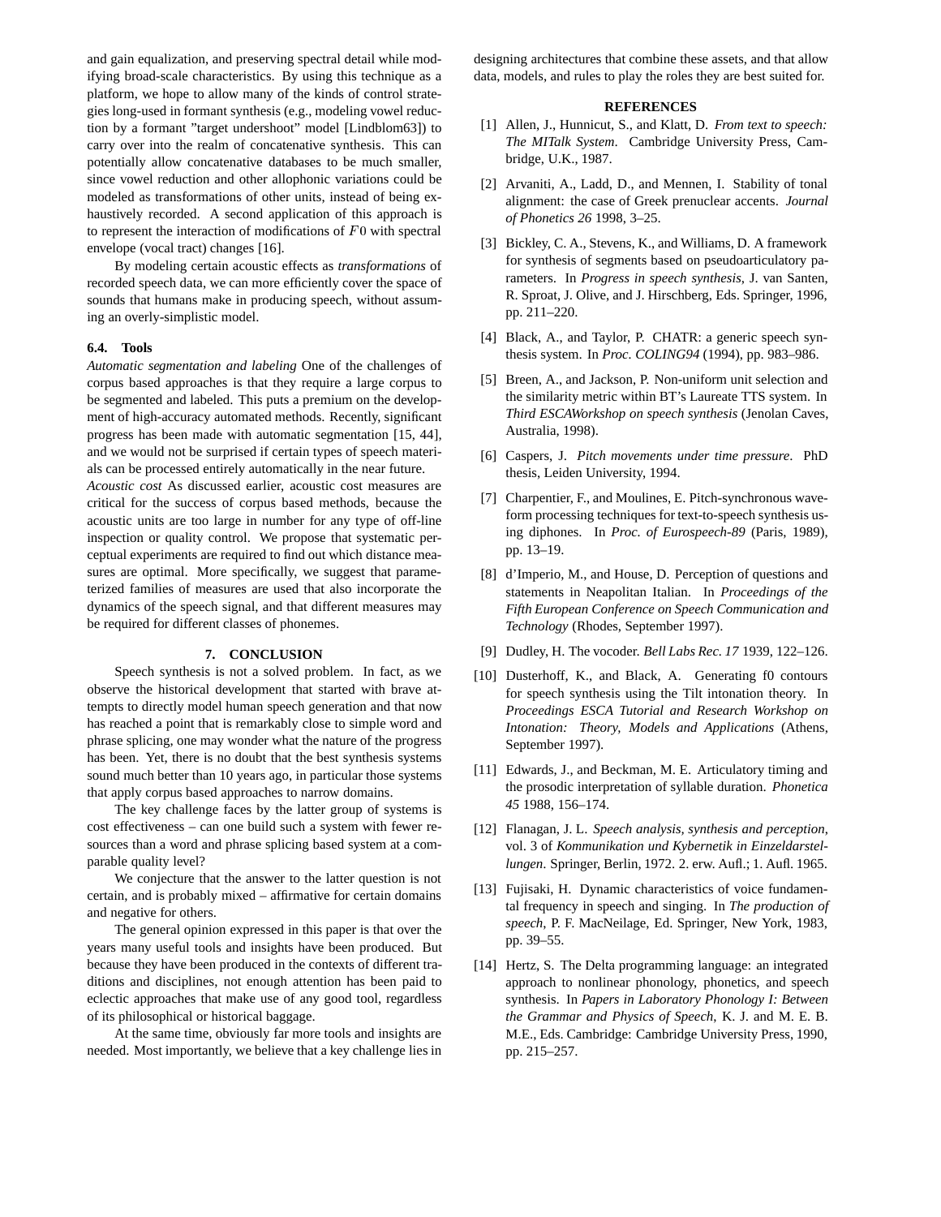and gain equalization, and preserving spectral detail while modifying broad-scale characteristics. By using this technique as a platform, we hope to allow many of the kinds of control strategies long-used in formant synthesis (e.g., modeling vowel reduction by a formant "target undershoot" model [Lindblom63]) to carry over into the realm of concatenative synthesis. This can potentially allow concatenative databases to be much smaller, since vowel reduction and other allophonic variations could be modeled as transformations of other units, instead of being exhaustively recorded. A second application of this approach is to represent the interaction of modifications of $F0$ with spectral envelope (vocal tract) changes [16].

By modeling certain acoustic effects as *transformations* of recorded speech data, we can more efficiently cover the space of sounds that humans make in producing speech, without assuming an overly-simplistic model.

### 6.4. Tools

*Automatic segmentation and labeling* One of the challenges of corpus based approaches is that they require a large corpus to be segmented and labeled. This puts a premium on the development of high-accuracy automated methods. Recently, significant progress has been made with automatic segmentation [15, 44], and we would not be surprised if certain types of speech materials can be processed entirely automatically in the near future.

*Acoustic cost* As discussed earlier, acoustic cost measures are critical for the success of corpus based methods, because the acoustic units are too large in number for any type of off-line inspection or quality control. We propose that systematic perceptual experiments are required to find out which distance measures are optimal. More specifically, we suggest that parameterized families of measures are used that also incorporate the dynamics of the speech signal, and that different measures may be required for different classes of phonemes.

## 7. CONCLUSION

Speech synthesis is not a solved problem. In fact, as we observe the historical development that started with brave attempts to directly model human speech generation and that now has reached a point that is remarkably close to simple word and phrase splicing, one may wonder what the nature of the progress has been. Yet, there is no doubt that the best synthesis systems sound much better than 10 years ago, in particular those systems that apply corpus based approaches to narrow domains.

The key challenge faces by the latter group of systems is cost effectiveness – can one build such a system with fewer resources than a word and phrase splicing based system at a comparable quality level?

We conjecture that the answer to the latter question is not certain, and is probably mixed – affirmative for certain domains and negative for others.

The general opinion expressed in this paper is that over the years many useful tools and insights have been produced. But because they have been produced in the contexts of different traditions and disciplines, not enough attention has been paid to eclectic approaches that make use of any good tool, regardless of its philosophical or historical baggage.

At the same time, obviously far more tools and insights are needed. Most importantly, we believe that a key challenge lies in designing architectures that combine these assets, and that allow data, models, and rules to play the roles they are best suited for.

## REFERENCES

[1] Allen, J., Hunnicut, S., and Klatt, D. *From text to speech: The MITalk System*. Cambridge University Press, Cambridge, U.K., 1987.

[2] Arvaniti, A., Ladd, D., and Mennen, I. Stability of tonal alignment: the case of Greek prenuclear accents. *Journal of Phonetics 26* 1998, 3–25.

[3] Bickley, C. A., Stevens, K., and Williams, D. A framework for synthesis of segments based on pseudoarticulatory parameters. In *Progress in speech synthesis*, J. van Santen, R. Sproat, J. Olive, and J. Hirschberg, Eds. Springer, 1996, pp. 211–220.

[4] Black, A., and Taylor, P. CHATR: a generic speech synthesis system. In *Proc. COLING94* (1994), pp. 983–986.

[5] Breen, A., and Jackson, P. Non-uniform unit selection and the similarity metric within BT's Laureate TTS system. In *Third ESCAWorkshop on speech synthesis* (Jenolan Caves, Australia, 1998).

[6] Caspers, J. *Pitch movements under time pressure*. PhD thesis, Leiden University, 1994.

[7] Charpentier, F., and Moulines, E. Pitch-synchronous waveform processing techniques for text-to-speech synthesis using diphones. In *Proc. of Eurospeech-89* (Paris, 1989), pp. 13–19.

[8] d'Imperio, M., and House, D. Perception of questions and statements in Neapolitan Italian. In *Proceedings of the Fifth European Conference on Speech Communication and Technology* (Rhodes, September 1997).

[9] Dudley, H. The vocoder. *Bell Labs Rec. 17* 1939, 122–126.

[10] Dusterhoff, K., and Black, A. Generating f0 contours for speech synthesis using the Tilt intonation theory. In *Proceedings ESCA Tutorial and Research Workshop on Intonation: Theory, Models and Applications* (Athens, September 1997).

[11] Edwards, J., and Beckman, M. E. Articulatory timing and the prosodic interpretation of syllable duration. *Phonetica 45* 1988, 156–174.

[12] Flanagan, J. L. *Speech analysis, synthesis and perception*, vol. 3 of *Kommunikation und Kybernetik in Einzeldarstellungen*. Springer, Berlin, 1972. 2. erw. Aufl.; 1. Aufl. 1965.

[13] Fujisaki, H. Dynamic characteristics of voice fundamental frequency in speech and singing. In *The production of speech*, P. F. MacNeilage, Ed. Springer, New York, 1983, pp. 39–55.

[14] Hertz, S. The Delta programming language: an integrated approach to nonlinear phonology, phonetics, and speech synthesis. In *Papers in Laboratory Phonology I: Between the Grammar and Physics of Speech*, K. J. and M. E. B. M.E., Eds. Cambridge: Cambridge University Press, 1990, pp. 215–257.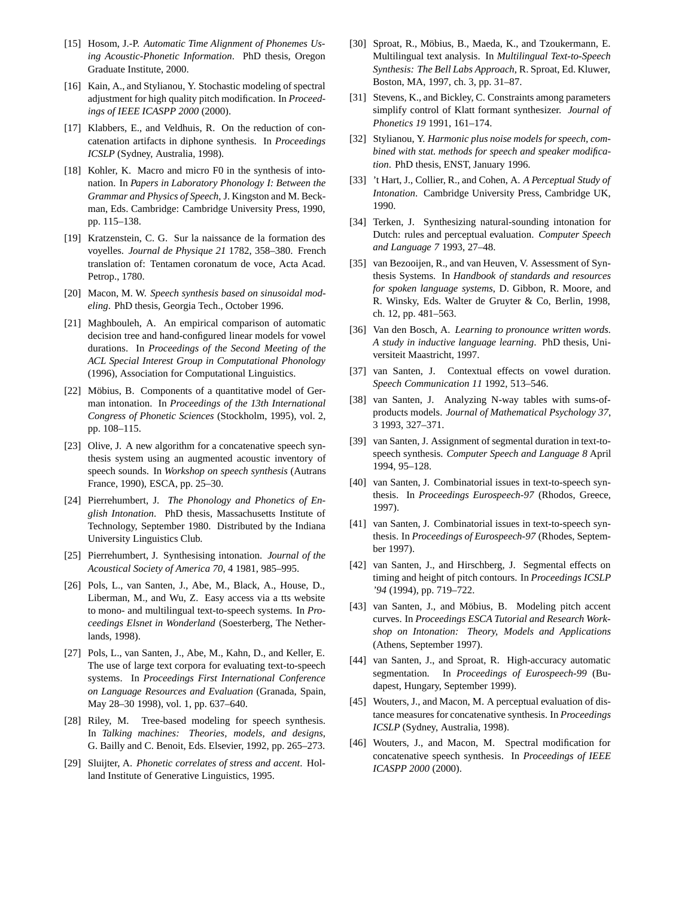[15] Hosom, J.-P. *Automatic Time Alignment of Phonemes Using Acoustic-Phonetic Information*. PhD thesis, Oregon Graduate Institute, 2000.

[16] Kain, A., and Stylianou, Y. Stochastic modeling of spectral adjustment for high quality pitch modification. In *Proceedings of IEEE ICASPP 2000* (2000).

[17] Klabbers, E., and Veldhuis, R. On the reduction of concatenation artifacts in diphone synthesis. In *Proceedings ICSLP* (Sydney, Australia, 1998).

[18] Kohler, K. Macro and micro F0 in the synthesis of intonation. In *Papers in Laboratory Phonology I: Between the Grammar and Physics of Speech*, J. Kingston and M. Beckman, Eds. Cambridge: Cambridge University Press, 1990, pp. 115–138.

[19] Kratzenstein, C. G. Sur la naissance de la formation des voyelles. *Journal de Physique 21* 1782, 358–380. French translation of: Tentamen coronatum de voce, Acta Acad. Petrop., 1780.

[20] Macon, M. W. *Speech synthesis based on sinusoidal modeling*. PhD thesis, Georgia Tech., October 1996.

[21] Maghbouleh, A. An empirical comparison of automatic decision tree and hand-configured linear models for vowel durations. In *Proceedings of the Second Meeting of the ACL Special Interest Group in Computational Phonology* (1996), Association for Computational Linguistics.

[22] Möbius, B. Components of a quantitative model of German intonation. In *Proceedings of the 13th International Congress of Phonetic Sciences* (Stockholm, 1995), vol. 2, pp. 108–115.

[23] Olive, J. A new algorithm for a concatenative speech synthesis system using an augmented acoustic inventory of speech sounds. In *Workshop on speech synthesis* (Autrans France, 1990), ESCA, pp. 25–30.

[24] Pierrehumbert, J. *The Phonology and Phonetics of English Intonation*. PhD thesis, Massachusetts Institute of Technology, September 1980. Distributed by the Indiana University Linguistics Club.

[25] Pierrehumbert, J. Synthesising intonation. *Journal of the Acoustical Society of America 70*, 4 1981, 985–995.

[26] Pols, L., van Santen, J., Abe, M., Black, A., House, D., Liberman, M., and Wu, Z. Easy access via a tts website to mono- and multilingual text-to-speech systems. In *Proceedings Elsnet in Wonderland* (Soesterberg, The Netherlands, 1998).

[27] Pols, L., van Santen, J., Abe, M., Kahn, D., and Keller, E. The use of large text corpora for evaluating text-to-speech systems. In *Proceedings First International Conference on Language Resources and Evaluation* (Granada, Spain, May 28–30 1998), vol. 1, pp. 637–640.

[28] Riley, M. Tree-based modeling for speech synthesis. In *Talking machines: Theories, models, and designs*, G. Bailly and C. Benoit, Eds. Elsevier, 1992, pp. 265–273.

[29] Sluijter, A. *Phonetic correlates of stress and accent*. Holland Institute of Generative Linguistics, 1995.

[30] Sproat, R., Möbius, B., Maeda, K., and Tzoukermann, E. Multilingual text analysis. In *Multilingual Text-to-Speech Synthesis: The Bell Labs Approach*, R. Sproat, Ed. Kluwer, Boston, MA, 1997, ch. 3, pp. 31–87.

[31] Stevens, K., and Bickley, C. Constraints among parameters simplify control of Klatt formant synthesizer. *Journal of Phonetics 19* 1991, 161–174.

[32] Stylianou, Y. *Harmonic plus noise models for speech, combined with stat. methods for speech and speaker modification*. PhD thesis, ENST, January 1996.

[33] 't Hart, J., Collier, R., and Cohen, A. *A Perceptual Study of Intonation*. Cambridge University Press, Cambridge UK, 1990.

[34] Terken, J. Synthesizing natural-sounding intonation for Dutch: rules and perceptual evaluation. *Computer Speech and Language 7* 1993, 27–48.

[35] van Bezooijen, R., and van Heuven, V. Assessment of Synthesis Systems. In *Handbook of standards and resources for spoken language systems*, D. Gibbon, R. Moore, and R. Winsky, Eds. Walter de Gruyter & Co, Berlin, 1998, ch. 12, pp. 481–563.

[36] Van den Bosch, A. *Learning to pronounce written words. A study in inductive language learning*. PhD thesis, Universiteit Maastricht, 1997.

[37] van Santen, J. Contextual effects on vowel duration. *Speech Communication 11* 1992, 513–546.

[38] van Santen, J. Analyzing N-way tables with sums-of-products models. *Journal of Mathematical Psychology 37*, 3 1993, 327–371.

[39] van Santen, J. Assignment of segmental duration in text-to-speech synthesis. *Computer Speech and Language 8* April 1994, 95–128.

[40] van Santen, J. Combinatorial issues in text-to-speech synthesis. In *Proceedings Eurospeech-97* (Rhodos, Greece, 1997).

[41] van Santen, J. Combinatorial issues in text-to-speech synthesis. In *Proceedings of Eurospeech-97* (Rhodes, September 1997).

[42] van Santen, J., and Hirschberg, J. Segmental effects on timing and height of pitch contours. In *Proceedings ICSLP '94* (1994), pp. 719–722.

[43] van Santen, J., and Möbius, B. Modeling pitch accent curves. In *Proceedings ESCA Tutorial and Research Workshop on Intonation: Theory, Models and Applications* (Athens, September 1997).

[44] van Santen, J., and Sproat, R. High-accuracy automatic segmentation. In *Proceedings of Eurospeech-99* (Budapest, Hungary, September 1999).

[45] Wouters, J., and Macon, M. A perceptual evaluation of distance measures for concatenative synthesis. In *Proceedings ICSLP* (Sydney, Australia, 1998).

[46] Wouters, J., and Macon, M. Spectral modification for concatenative speech synthesis. In *Proceedings of IEEE ICASPP 2000* (2000).